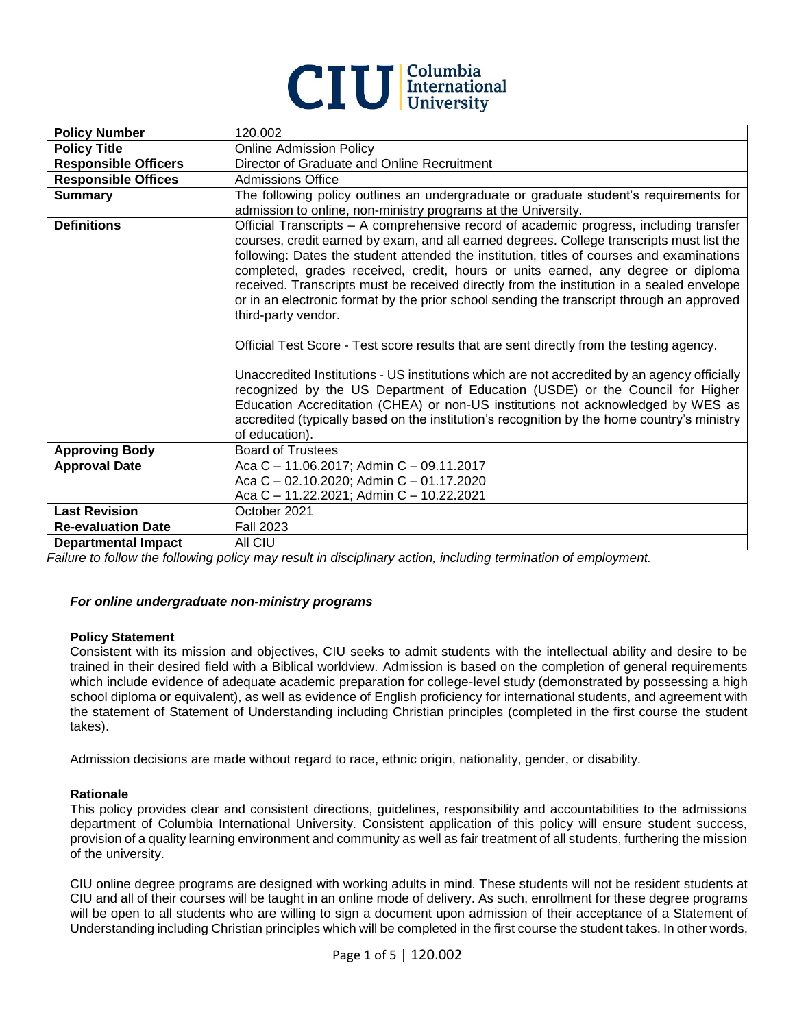# CIU | Columbia International University

| **Policy Number** | 120.002 |
|---|---|
| **Policy Title** | Online Admission Policy |
| **Responsible Officers** | Director of Graduate and Online Recruitment |
| **Responsible Offices** | Admissions Office |
| **Summary** | The following policy outlines an undergraduate or graduate student's requirements for admission to online, non-ministry programs at the University. |
| **Definitions** | Official Transcripts – A comprehensive record of academic progress, including transfer courses, credit earned by exam, and all earned degrees. College transcripts must list the following: Dates the student attended the institution, titles of courses and examinations completed, grades received, credit, hours or units earned, any degree or diploma received. Transcripts must be received directly from the institution in a sealed envelope or in an electronic format by the prior school sending the transcript through an approved third-party vendor.<br><br>Official Test Score - Test score results that are sent directly from the testing agency.<br><br>Unaccredited Institutions - US institutions which are not accredited by an agency officially recognized by the US Department of Education (USDE) or the Council for Higher Education Accreditation (CHEA) or non-US institutions not acknowledged by WES as accredited (typically based on the institution's recognition by the home country's ministry of education). |
| **Approving Body** | Board of Trustees |
| **Approval Date** | Aca C – 11.06.2017; Admin C – 09.11.2017<br>Aca C – 02.10.2020; Admin C – 01.17.2020<br>Aca C – 11.22.2021; Admin C – 10.22.2021 |
| **Last Revision** | October 2021 |
| **Re-evaluation Date** | Fall 2023 |
| **Departmental Impact** | All CIU |

*Failure to follow the following policy may result in disciplinary action, including termination of employment.*

### *For online undergraduate non-ministry programs*

**Policy Statement**

Consistent with its mission and objectives, CIU seeks to admit students with the intellectual ability and desire to be trained in their desired field with a Biblical worldview. Admission is based on the completion of general requirements which include evidence of adequate academic preparation for college-level study (demonstrated by possessing a high school diploma or equivalent), as well as evidence of English proficiency for international students, and agreement with the statement of Statement of Understanding including Christian principles (completed in the first course the student takes).

Admission decisions are made without regard to race, ethnic origin, nationality, gender, or disability.

**Rationale**

This policy provides clear and consistent directions, guidelines, responsibility and accountabilities to the admissions department of Columbia International University. Consistent application of this policy will ensure student success, provision of a quality learning environment and community as well as fair treatment of all students, furthering the mission of the university.

CIU online degree programs are designed with working adults in mind. These students will not be resident students at CIU and all of their courses will be taught in an online mode of delivery. As such, enrollment for these degree programs will be open to all students who are willing to sign a document upon admission of their acceptance of a Statement of Understanding including Christian principles which will be completed in the first course the student takes. In other words,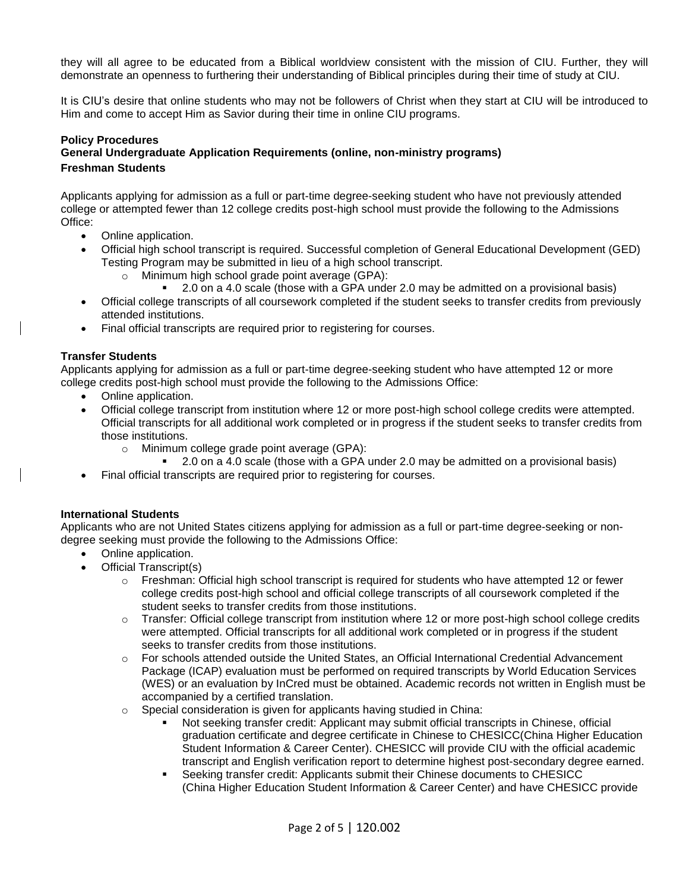they will all agree to be educated from a Biblical worldview consistent with the mission of CIU. Further, they will demonstrate an openness to furthering their understanding of Biblical principles during their time of study at CIU.

It is CIU's desire that online students who may not be followers of Christ when they start at CIU will be introduced to Him and come to accept Him as Savior during their time in online CIU programs.

**Policy Procedures**

**General Undergraduate Application Requirements (online, non-ministry programs)**

**Freshman Students**

Applicants applying for admission as a full or part-time degree-seeking student who have not previously attended college or attempted fewer than 12 college credits post-high school must provide the following to the Admissions Office:

- Online application.
- Official high school transcript is required. Successful completion of General Educational Development (GED) Testing Program may be submitted in lieu of a high school transcript.
  - Minimum high school grade point average (GPA):
    - 2.0 on a 4.0 scale (those with a GPA under 2.0 may be admitted on a provisional basis)
- Official college transcripts of all coursework completed if the student seeks to transfer credits from previously attended institutions.
- Final official transcripts are required prior to registering for courses.

**Transfer Students**

Applicants applying for admission as a full or part-time degree-seeking student who have attempted 12 or more college credits post-high school must provide the following to the Admissions Office:

- Online application.
- Official college transcript from institution where 12 or more post-high school college credits were attempted. Official transcripts for all additional work completed or in progress if the student seeks to transfer credits from those institutions.
  - Minimum college grade point average (GPA):
    - 2.0 on a 4.0 scale (those with a GPA under 2.0 may be admitted on a provisional basis)
- Final official transcripts are required prior to registering for courses.

**International Students**

Applicants who are not United States citizens applying for admission as a full or part-time degree-seeking or non-degree seeking must provide the following to the Admissions Office:

- Online application.
- Official Transcript(s)
  - Freshman: Official high school transcript is required for students who have attempted 12 or fewer college credits post-high school and official college transcripts of all coursework completed if the student seeks to transfer credits from those institutions.
  - Transfer: Official college transcript from institution where 12 or more post-high school college credits were attempted. Official transcripts for all additional work completed or in progress if the student seeks to transfer credits from those institutions.
  - For schools attended outside the United States, an Official International Credential Advancement Package (ICAP) evaluation must be performed on required transcripts by World Education Services (WES) or an evaluation by InCred must be obtained. Academic records not written in English must be accompanied by a certified translation.
  - Special consideration is given for applicants having studied in China:
    - Not seeking transfer credit: Applicant may submit official transcripts in Chinese, official graduation certificate and degree certificate in Chinese to CHESICC(China Higher Education Student Information & Career Center). CHESICC will provide CIU with the official academic transcript and English verification report to determine highest post-secondary degree earned.
    - Seeking transfer credit: Applicants submit their Chinese documents to CHESICC (China Higher Education Student Information & Career Center) and have CHESICC provide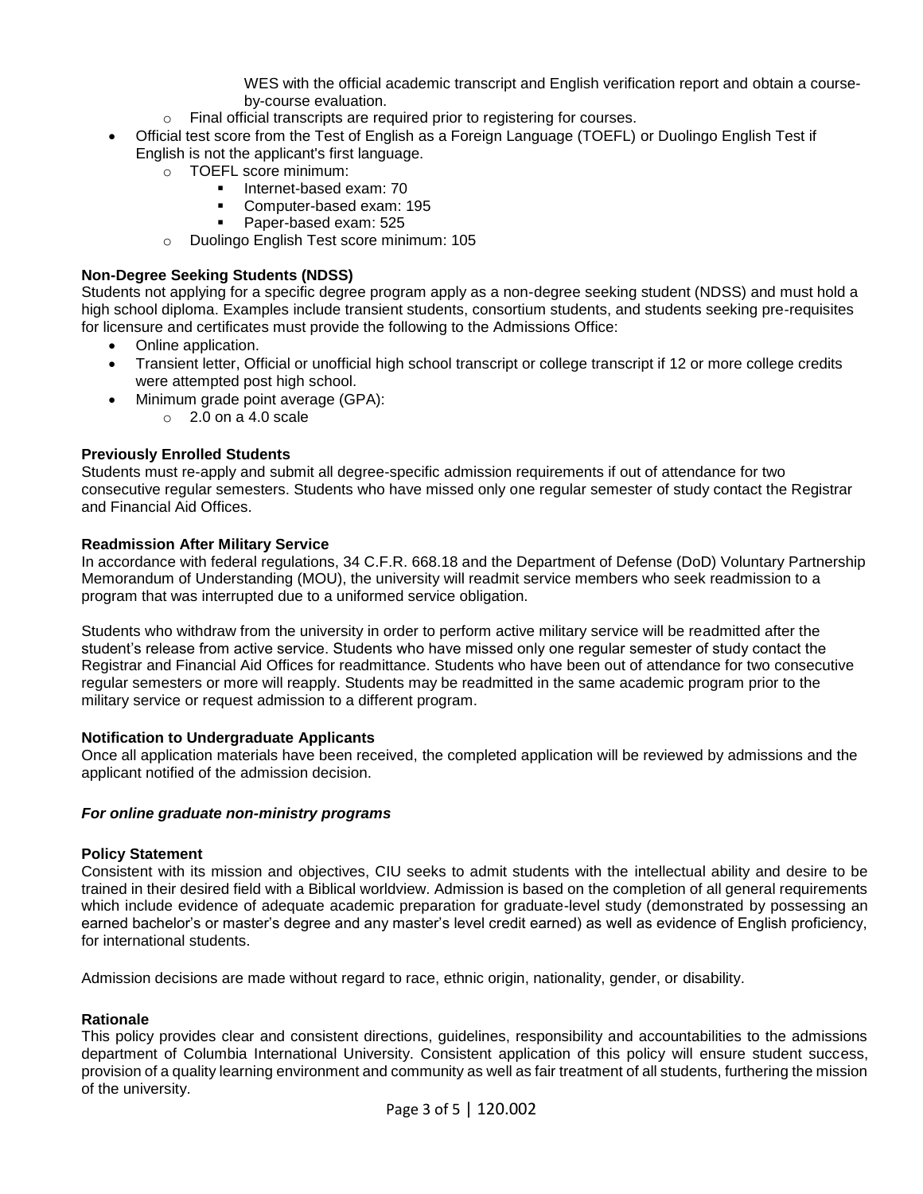WES with the official academic transcript and English verification report and obtain a course-by-course evaluation.
  - Final official transcripts are required prior to registering for courses.
- Official test score from the Test of English as a Foreign Language (TOEFL) or Duolingo English Test if English is not the applicant's first language.
  - TOEFL score minimum:
    - Internet-based exam: 70
    - Computer-based exam: 195
    - Paper-based exam: 525
  - Duolingo English Test score minimum: 105

**Non-Degree Seeking Students (NDSS)**

Students not applying for a specific degree program apply as a non-degree seeking student (NDSS) and must hold a high school diploma. Examples include transient students, consortium students, and students seeking pre-requisites for licensure and certificates must provide the following to the Admissions Office:

- Online application.
- Transient letter, Official or unofficial high school transcript or college transcript if 12 or more college credits were attempted post high school.
- Minimum grade point average (GPA):
  - 2.0 on a 4.0 scale

**Previously Enrolled Students**

Students must re-apply and submit all degree-specific admission requirements if out of attendance for two consecutive regular semesters. Students who have missed only one regular semester of study contact the Registrar and Financial Aid Offices.

**Readmission After Military Service**

In accordance with federal regulations, 34 C.F.R. 668.18 and the Department of Defense (DoD) Voluntary Partnership Memorandum of Understanding (MOU), the university will readmit service members who seek readmission to a program that was interrupted due to a uniformed service obligation.

Students who withdraw from the university in order to perform active military service will be readmitted after the student's release from active service. Students who have missed only one regular semester of study contact the Registrar and Financial Aid Offices for readmittance. Students who have been out of attendance for two consecutive regular semesters or more will reapply. Students may be readmitted in the same academic program prior to the military service or request admission to a different program.

**Notification to Undergraduate Applicants**

Once all application materials have been received, the completed application will be reviewed by admissions and the applicant notified of the admission decision.

***For online graduate non-ministry programs***

**Policy Statement**

Consistent with its mission and objectives, CIU seeks to admit students with the intellectual ability and desire to be trained in their desired field with a Biblical worldview. Admission is based on the completion of all general requirements which include evidence of adequate academic preparation for graduate-level study (demonstrated by possessing an earned bachelor's or master's degree and any master's level credit earned) as well as evidence of English proficiency, for international students.

Admission decisions are made without regard to race, ethnic origin, nationality, gender, or disability.

**Rationale**

This policy provides clear and consistent directions, guidelines, responsibility and accountabilities to the admissions department of Columbia International University. Consistent application of this policy will ensure student success, provision of a quality learning environment and community as well as fair treatment of all students, furthering the mission of the university.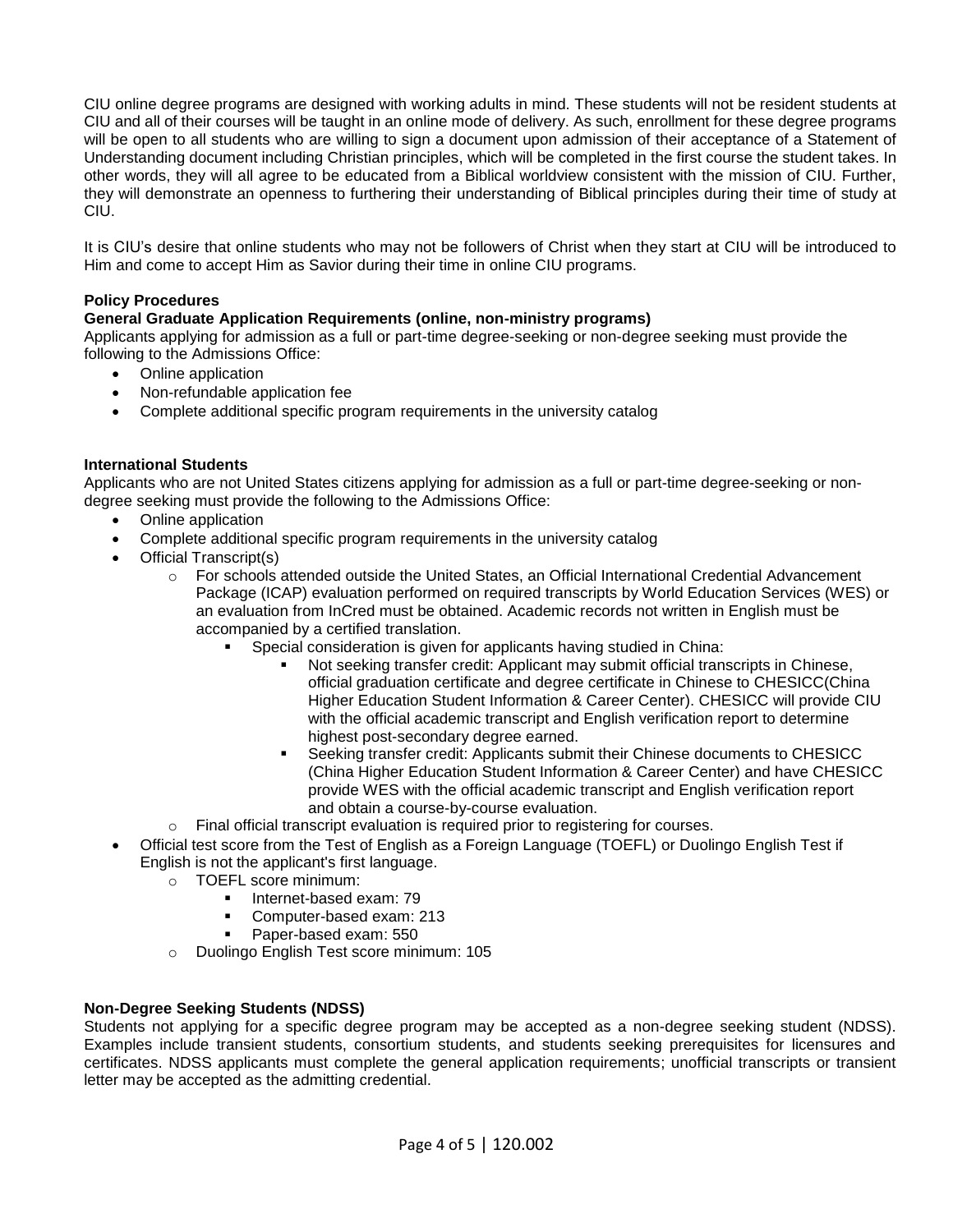CIU online degree programs are designed with working adults in mind. These students will not be resident students at CIU and all of their courses will be taught in an online mode of delivery. As such, enrollment for these degree programs will be open to all students who are willing to sign a document upon admission of their acceptance of a Statement of Understanding document including Christian principles, which will be completed in the first course the student takes. In other words, they will all agree to be educated from a Biblical worldview consistent with the mission of CIU. Further, they will demonstrate an openness to furthering their understanding of Biblical principles during their time of study at CIU.

It is CIU's desire that online students who may not be followers of Christ when they start at CIU will be introduced to Him and come to accept Him as Savior during their time in online CIU programs.

**Policy Procedures**

**General Graduate Application Requirements (online, non-ministry programs)**

Applicants applying for admission as a full or part-time degree-seeking or non-degree seeking must provide the following to the Admissions Office:

- Online application
- Non-refundable application fee
- Complete additional specific program requirements in the university catalog

**International Students**

Applicants who are not United States citizens applying for admission as a full or part-time degree-seeking or non-degree seeking must provide the following to the Admissions Office:

- Online application
- Complete additional specific program requirements in the university catalog
- Official Transcript(s)
    - For schools attended outside the United States, an Official International Credential Advancement Package (ICAP) evaluation performed on required transcripts by World Education Services (WES) or an evaluation from InCred must be obtained. Academic records not written in English must be accompanied by a certified translation.
        - Special consideration is given for applicants having studied in China:
            - Not seeking transfer credit: Applicant may submit official transcripts in Chinese, official graduation certificate and degree certificate in Chinese to CHESICC(China Higher Education Student Information & Career Center). CHESICC will provide CIU with the official academic transcript and English verification report to determine highest post-secondary degree earned.
            - Seeking transfer credit: Applicants submit their Chinese documents to CHESICC (China Higher Education Student Information & Career Center) and have CHESICC provide WES with the official academic transcript and English verification report and obtain a course-by-course evaluation.
    - Final official transcript evaluation is required prior to registering for courses.
- Official test score from the Test of English as a Foreign Language (TOEFL) or Duolingo English Test if English is not the applicant's first language.
    - TOEFL score minimum:
        - Internet-based exam: 79
        - Computer-based exam: 213
        - Paper-based exam: 550
    - Duolingo English Test score minimum: 105

**Non-Degree Seeking Students (NDSS)**

Students not applying for a specific degree program may be accepted as a non-degree seeking student (NDSS). Examples include transient students, consortium students, and students seeking prerequisites for licensures and certificates. NDSS applicants must complete the general application requirements; unofficial transcripts or transient letter may be accepted as the admitting credential.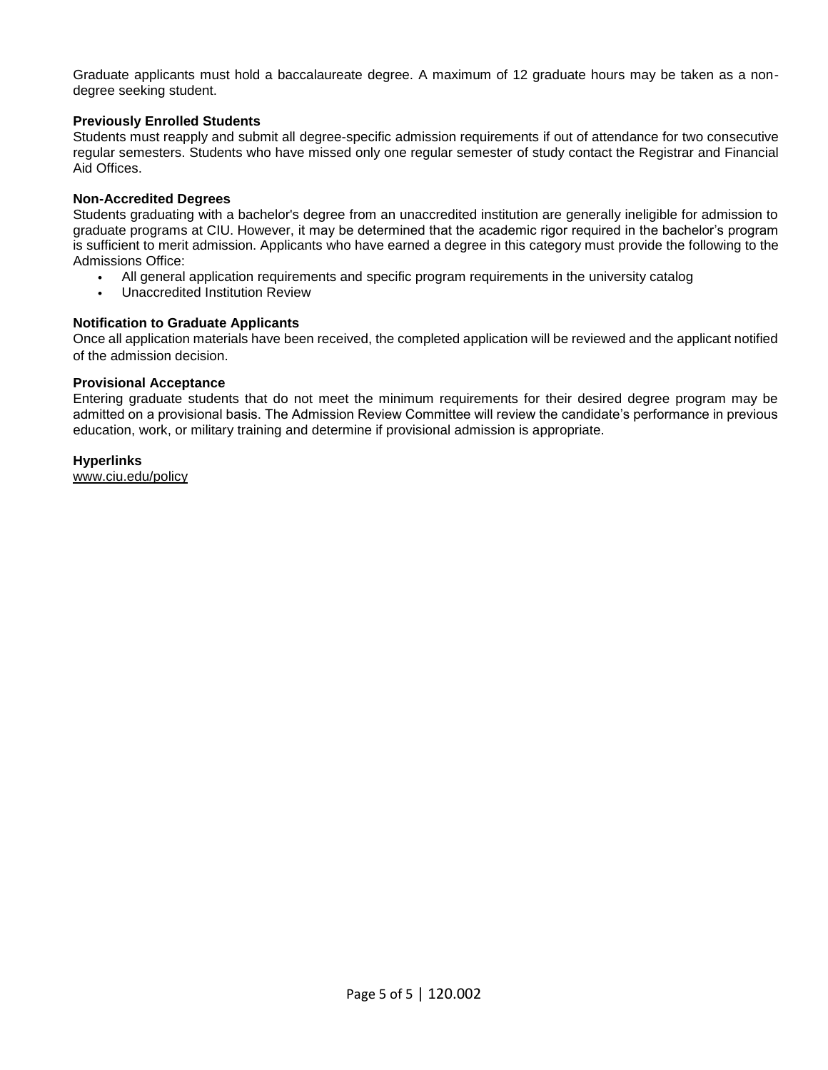Graduate applicants must hold a baccalaureate degree. A maximum of 12 graduate hours may be taken as a non-degree seeking student.

**Previously Enrolled Students**

Students must reapply and submit all degree-specific admission requirements if out of attendance for two consecutive regular semesters. Students who have missed only one regular semester of study contact the Registrar and Financial Aid Offices.

**Non-Accredited Degrees**

Students graduating with a bachelor's degree from an unaccredited institution are generally ineligible for admission to graduate programs at CIU. However, it may be determined that the academic rigor required in the bachelor's program is sufficient to merit admission. Applicants who have earned a degree in this category must provide the following to the Admissions Office:

- All general application requirements and specific program requirements in the university catalog
- Unaccredited Institution Review

**Notification to Graduate Applicants**

Once all application materials have been received, the completed application will be reviewed and the applicant notified of the admission decision.

**Provisional Acceptance**

Entering graduate students that do not meet the minimum requirements for their desired degree program may be admitted on a provisional basis. The Admission Review Committee will review the candidate's performance in previous education, work, or military training and determine if provisional admission is appropriate.

**Hyperlinks**

www.ciu.edu/policy